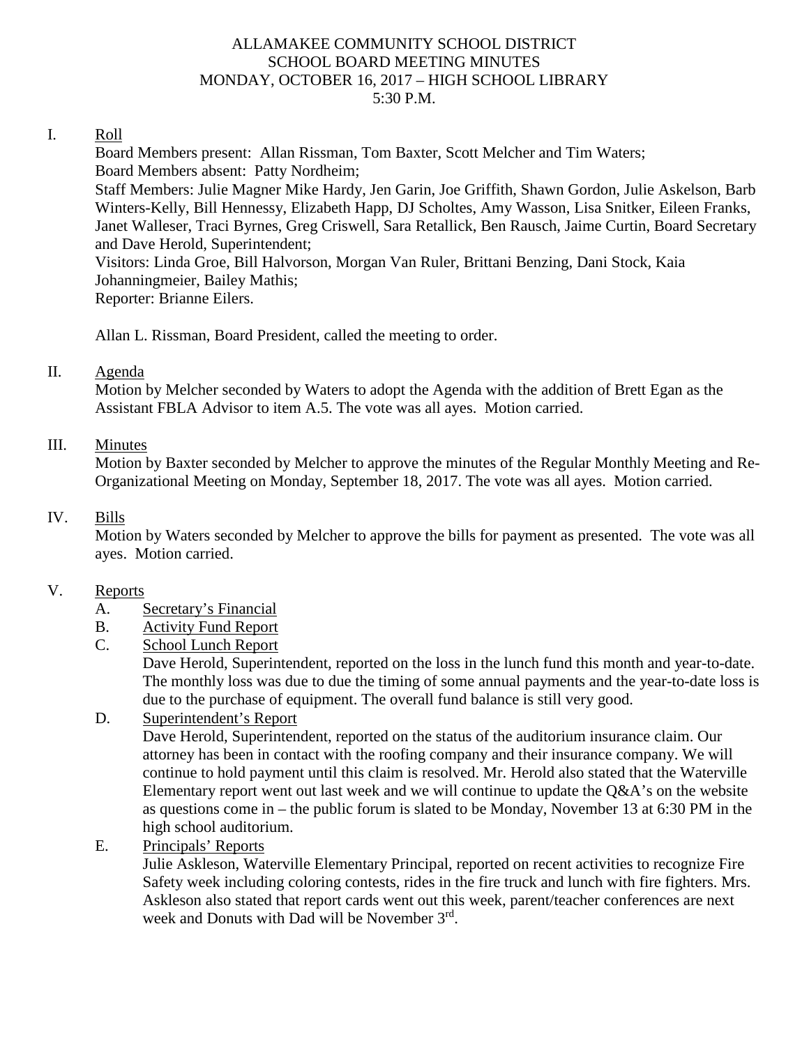ALLAMAKEE COMMUNITY SCHOOL DISTRICT
SCHOOL BOARD MEETING MINUTES
MONDAY, OCTOBER 16, 2017 – HIGH SCHOOL LIBRARY
5:30 P.M.

I. Roll

Board Members present: Allan Rissman, Tom Baxter, Scott Melcher and Tim Waters;
Board Members absent: Patty Nordheim;
Staff Members: Julie Magner Mike Hardy, Jen Garin, Joe Griffith, Shawn Gordon, Julie Askelson, Barb Winters-Kelly, Bill Hennessy, Elizabeth Happ, DJ Scholtes, Amy Wasson, Lisa Snitker, Eileen Franks, Janet Walleser, Traci Byrnes, Greg Criswell, Sara Retallick, Ben Rausch, Jaime Curtin, Board Secretary and Dave Herold, Superintendent;
Visitors: Linda Groe, Bill Halvorson, Morgan Van Ruler, Brittani Benzing, Dani Stock, Kaia Johanningmeier, Bailey Mathis;
Reporter: Brianne Eilers.

Allan L. Rissman, Board President, called the meeting to order.

II. Agenda

Motion by Melcher seconded by Waters to adopt the Agenda with the addition of Brett Egan as the Assistant FBLA Advisor to item A.5. The vote was all ayes. Motion carried.

III. Minutes

Motion by Baxter seconded by Melcher to approve the minutes of the Regular Monthly Meeting and Re-Organizational Meeting on Monday, September 18, 2017. The vote was all ayes. Motion carried.

IV. Bills

Motion by Waters seconded by Melcher to approve the bills for payment as presented. The vote was all ayes. Motion carried.

V. Reports

A. Secretary's Financial

B. Activity Fund Report

C. School Lunch Report

Dave Herold, Superintendent, reported on the loss in the lunch fund this month and year-to-date. The monthly loss was due to due the timing of some annual payments and the year-to-date loss is due to the purchase of equipment. The overall fund balance is still very good.

D. Superintendent's Report

Dave Herold, Superintendent, reported on the status of the auditorium insurance claim. Our attorney has been in contact with the roofing company and their insurance company. We will continue to hold payment until this claim is resolved. Mr. Herold also stated that the Waterville Elementary report went out last week and we will continue to update the Q&A's on the website as questions come in – the public forum is slated to be Monday, November 13 at 6:30 PM in the high school auditorium.

E. Principals' Reports

Julie Askleson, Waterville Elementary Principal, reported on recent activities to recognize Fire Safety week including coloring contests, rides in the fire truck and lunch with fire fighters. Mrs. Askleson also stated that report cards went out this week, parent/teacher conferences are next week and Donuts with Dad will be November 3rd.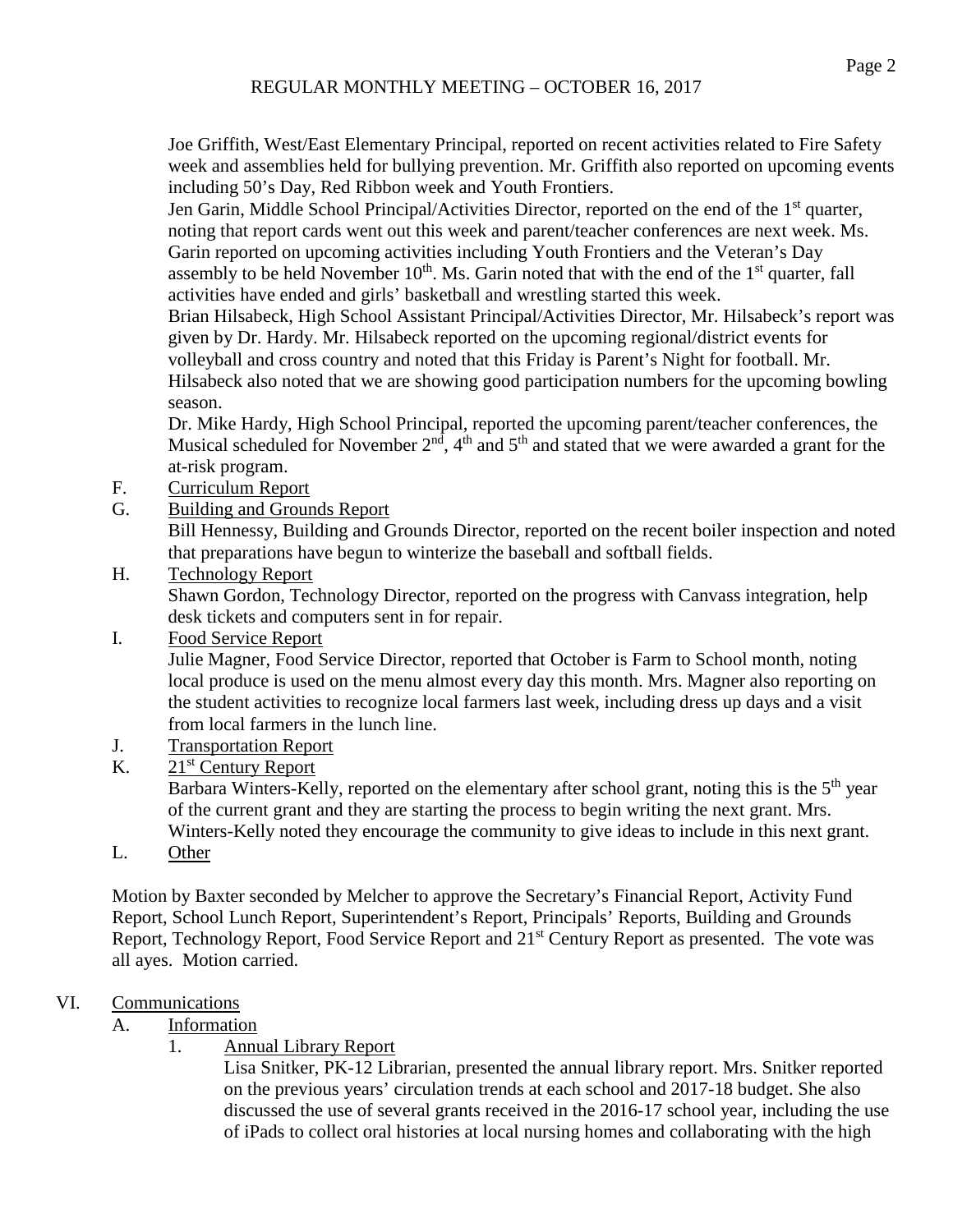Joe Griffith, West/East Elementary Principal, reported on recent activities related to Fire Safety week and assemblies held for bullying prevention. Mr. Griffith also reported on upcoming events including 50's Day, Red Ribbon week and Youth Frontiers.

Jen Garin, Middle School Principal/Activities Director, reported on the end of the 1st quarter, noting that report cards went out this week and parent/teacher conferences are next week. Ms. Garin reported on upcoming activities including Youth Frontiers and the Veteran's Day assembly to be held November 10th. Ms. Garin noted that with the end of the 1st quarter, fall activities have ended and girls' basketball and wrestling started this week.

Brian Hilsabeck, High School Assistant Principal/Activities Director, Mr. Hilsabeck's report was given by Dr. Hardy. Mr. Hilsabeck reported on the upcoming regional/district events for volleyball and cross country and noted that this Friday is Parent's Night for football. Mr. Hilsabeck also noted that we are showing good participation numbers for the upcoming bowling season.

Dr. Mike Hardy, High School Principal, reported the upcoming parent/teacher conferences, the Musical scheduled for November 2nd, 4th and 5th and stated that we were awarded a grant for the at-risk program.

F. Curriculum Report

G. Building and Grounds Report

Bill Hennessy, Building and Grounds Director, reported on the recent boiler inspection and noted that preparations have begun to winterize the baseball and softball fields.

H. Technology Report

Shawn Gordon, Technology Director, reported on the progress with Canvass integration, help desk tickets and computers sent in for repair.

I. Food Service Report

Julie Magner, Food Service Director, reported that October is Farm to School month, noting local produce is used on the menu almost every day this month. Mrs. Magner also reporting on the student activities to recognize local farmers last week, including dress up days and a visit from local farmers in the lunch line.

J. Transportation Report

K. 21st Century Report

Barbara Winters-Kelly, reported on the elementary after school grant, noting this is the 5th year of the current grant and they are starting the process to begin writing the next grant. Mrs. Winters-Kelly noted they encourage the community to give ideas to include in this next grant.

L. Other

Motion by Baxter seconded by Melcher to approve the Secretary's Financial Report, Activity Fund Report, School Lunch Report, Superintendent's Report, Principals' Reports, Building and Grounds Report, Technology Report, Food Service Report and 21st Century Report as presented. The vote was all ayes. Motion carried.

VI. Communications

A. Information

1. Annual Library Report

Lisa Snitker, PK-12 Librarian, presented the annual library report. Mrs. Snitker reported on the previous years' circulation trends at each school and 2017-18 budget. She also discussed the use of several grants received in the 2016-17 school year, including the use of iPads to collect oral histories at local nursing homes and collaborating with the high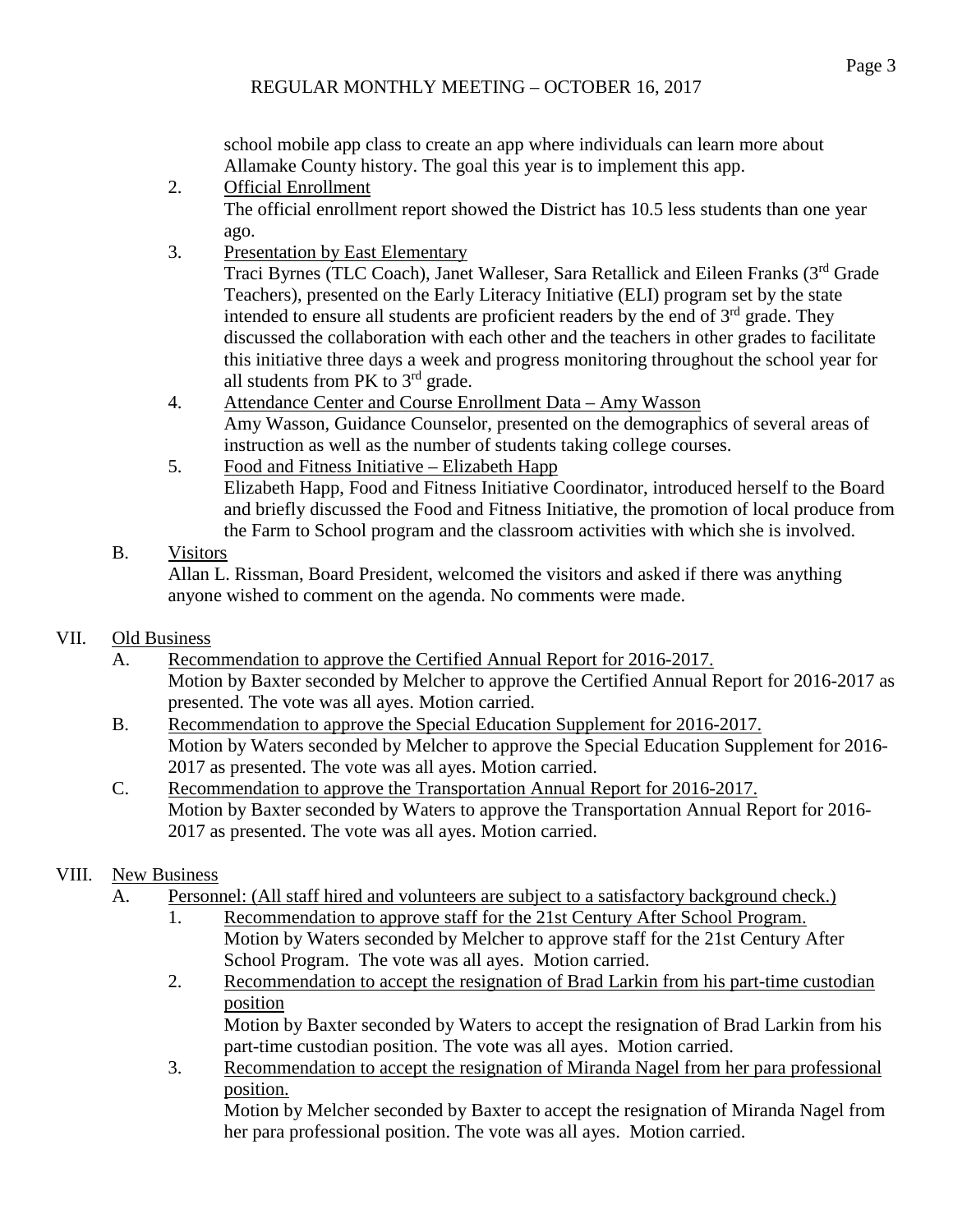school mobile app class to create an app where individuals can learn more about Allamake County history. The goal this year is to implement this app.

2. Official Enrollment

   The official enrollment report showed the District has 10.5 less students than one year ago.

3. Presentation by East Elementary

   Traci Byrnes (TLC Coach), Janet Walleser, Sara Retallick and Eileen Franks (3rd Grade Teachers), presented on the Early Literacy Initiative (ELI) program set by the state intended to ensure all students are proficient readers by the end of 3rd grade. They discussed the collaboration with each other and the teachers in other grades to facilitate this initiative three days a week and progress monitoring throughout the school year for all students from PK to 3rd grade.

4. Attendance Center and Course Enrollment Data – Amy Wasson

   Amy Wasson, Guidance Counselor, presented on the demographics of several areas of instruction as well as the number of students taking college courses.

5. Food and Fitness Initiative – Elizabeth Happ

   Elizabeth Happ, Food and Fitness Initiative Coordinator, introduced herself to the Board and briefly discussed the Food and Fitness Initiative, the promotion of local produce from the Farm to School program and the classroom activities with which she is involved.

B. Visitors

   Allan L. Rissman, Board President, welcomed the visitors and asked if there was anything anyone wished to comment on the agenda. No comments were made.

VII. Old Business

A. Recommendation to approve the Certified Annual Report for 2016-2017.

   Motion by Baxter seconded by Melcher to approve the Certified Annual Report for 2016-2017 as presented. The vote was all ayes. Motion carried.

B. Recommendation to approve the Special Education Supplement for 2016-2017.

   Motion by Waters seconded by Melcher to approve the Special Education Supplement for 2016-2017 as presented. The vote was all ayes. Motion carried.

C. Recommendation to approve the Transportation Annual Report for 2016-2017.

   Motion by Baxter seconded by Waters to approve the Transportation Annual Report for 2016-2017 as presented. The vote was all ayes. Motion carried.

VIII. New Business

A. Personnel: (All staff hired and volunteers are subject to a satisfactory background check.)

1. Recommendation to approve staff for the 21st Century After School Program.

   Motion by Waters seconded by Melcher to approve staff for the 21st Century After School Program. The vote was all ayes. Motion carried.

2. Recommendation to accept the resignation of Brad Larkin from his part-time custodian position

   Motion by Baxter seconded by Waters to accept the resignation of Brad Larkin from his part-time custodian position. The vote was all ayes. Motion carried.

3. Recommendation to accept the resignation of Miranda Nagel from her para professional position.

   Motion by Melcher seconded by Baxter to accept the resignation of Miranda Nagel from her para professional position. The vote was all ayes. Motion carried.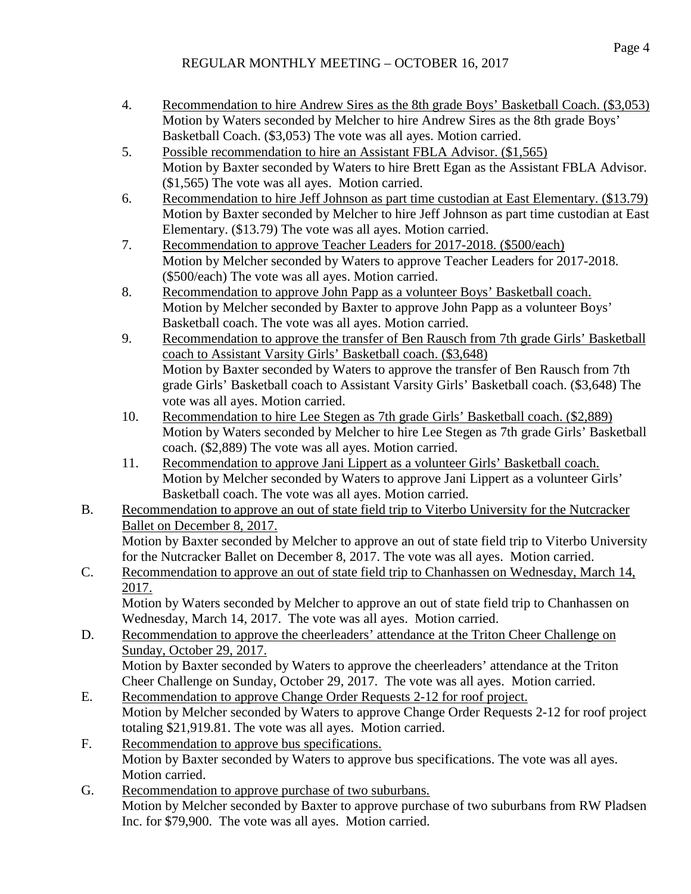4. Recommendation to hire Andrew Sires as the 8th grade Boys' Basketball Coach. ($3,053)
   Motion by Waters seconded by Melcher to hire Andrew Sires as the 8th grade Boys' Basketball Coach. ($3,053) The vote was all ayes. Motion carried.
5. Possible recommendation to hire an Assistant FBLA Advisor. ($1,565)
   Motion by Baxter seconded by Waters to hire Brett Egan as the Assistant FBLA Advisor. ($1,565) The vote was all ayes. Motion carried.
6. Recommendation to hire Jeff Johnson as part time custodian at East Elementary. ($13.79)
   Motion by Baxter seconded by Melcher to hire Jeff Johnson as part time custodian at East Elementary. ($13.79) The vote was all ayes. Motion carried.
7. Recommendation to approve Teacher Leaders for 2017-2018. ($500/each)
   Motion by Melcher seconded by Waters to approve Teacher Leaders for 2017-2018. ($500/each) The vote was all ayes. Motion carried.
8. Recommendation to approve John Papp as a volunteer Boys' Basketball coach.
   Motion by Melcher seconded by Baxter to approve John Papp as a volunteer Boys' Basketball coach. The vote was all ayes. Motion carried.
9. Recommendation to approve the transfer of Ben Rausch from 7th grade Girls' Basketball coach to Assistant Varsity Girls' Basketball coach. ($3,648)
   Motion by Baxter seconded by Waters to approve the transfer of Ben Rausch from 7th grade Girls' Basketball coach to Assistant Varsity Girls' Basketball coach. ($3,648) The vote was all ayes. Motion carried.
10. Recommendation to hire Lee Stegen as 7th grade Girls' Basketball coach. ($2,889)
    Motion by Waters seconded by Melcher to hire Lee Stegen as 7th grade Girls' Basketball coach. ($2,889) The vote was all ayes. Motion carried.
11. Recommendation to approve Jani Lippert as a volunteer Girls' Basketball coach.
    Motion by Melcher seconded by Waters to approve Jani Lippert as a volunteer Girls' Basketball coach. The vote was all ayes. Motion carried.

B. Recommendation to approve an out of state field trip to Viterbo University for the Nutcracker Ballet on December 8, 2017.
   Motion by Baxter seconded by Melcher to approve an out of state field trip to Viterbo University for the Nutcracker Ballet on December 8, 2017. The vote was all ayes. Motion carried.

C. Recommendation to approve an out of state field trip to Chanhassen on Wednesday, March 14, 2017.
   Motion by Waters seconded by Melcher to approve an out of state field trip to Chanhassen on Wednesday, March 14, 2017. The vote was all ayes. Motion carried.

D. Recommendation to approve the cheerleaders' attendance at the Triton Cheer Challenge on Sunday, October 29, 2017.
   Motion by Baxter seconded by Waters to approve the cheerleaders' attendance at the Triton Cheer Challenge on Sunday, October 29, 2017. The vote was all ayes. Motion carried.

E. Recommendation to approve Change Order Requests 2-12 for roof project.
   Motion by Melcher seconded by Waters to approve Change Order Requests 2-12 for roof project totaling $21,919.81. The vote was all ayes. Motion carried.

F. Recommendation to approve bus specifications.
   Motion by Baxter seconded by Waters to approve bus specifications. The vote was all ayes. Motion carried.

G. Recommendation to approve purchase of two suburbans.
   Motion by Melcher seconded by Baxter to approve purchase of two suburbans from RW Pladsen Inc. for $79,900. The vote was all ayes. Motion carried.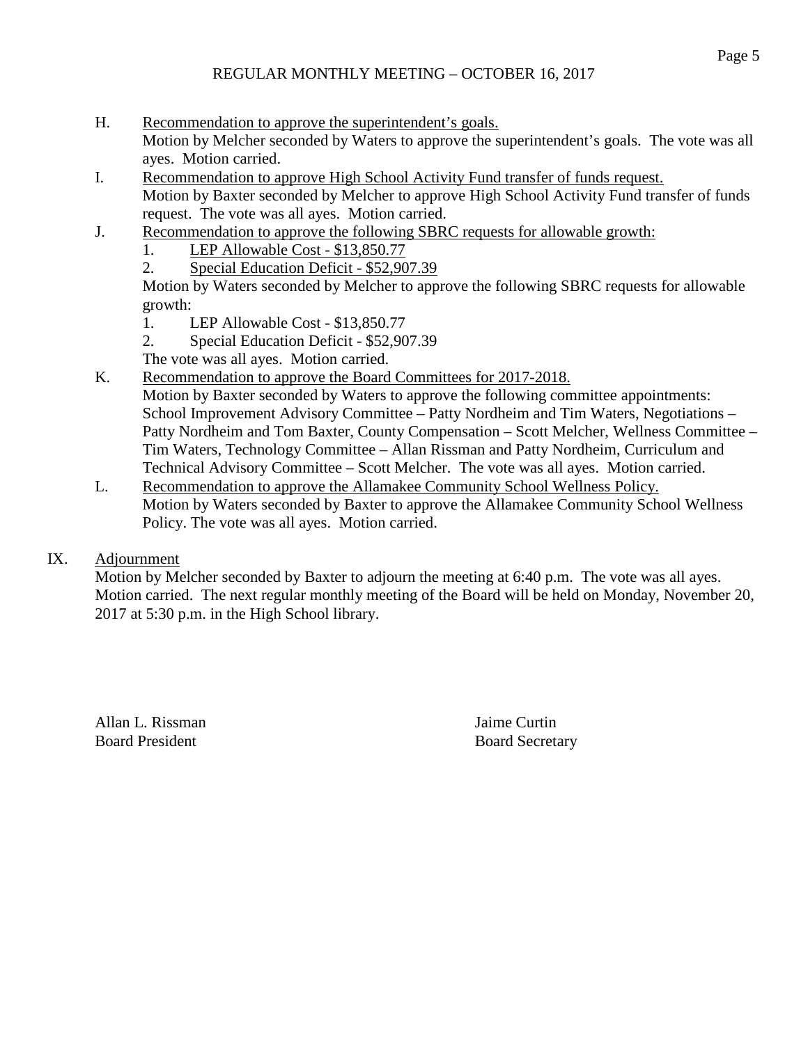REGULAR MONTHLY MEETING – OCTOBER 16, 2017

H. Recommendation to approve the superintendent's goals.
Motion by Melcher seconded by Waters to approve the superintendent's goals. The vote was all ayes. Motion carried.

I. Recommendation to approve High School Activity Fund transfer of funds request.
Motion by Baxter seconded by Melcher to approve High School Activity Fund transfer of funds request. The vote was all ayes. Motion carried.

J. Recommendation to approve the following SBRC requests for allowable growth:
1. LEP Allowable Cost - $13,850.77
2. Special Education Deficit - $52,907.39

Motion by Waters seconded by Melcher to approve the following SBRC requests for allowable growth:
1. LEP Allowable Cost - $13,850.77
2. Special Education Deficit - $52,907.39

The vote was all ayes. Motion carried.

K. Recommendation to approve the Board Committees for 2017-2018.
Motion by Baxter seconded by Waters to approve the following committee appointments: School Improvement Advisory Committee – Patty Nordheim and Tim Waters, Negotiations – Patty Nordheim and Tom Baxter, County Compensation – Scott Melcher, Wellness Committee – Tim Waters, Technology Committee – Allan Rissman and Patty Nordheim, Curriculum and Technical Advisory Committee – Scott Melcher. The vote was all ayes. Motion carried.

L. Recommendation to approve the Allamakee Community School Wellness Policy.
Motion by Waters seconded by Baxter to approve the Allamakee Community School Wellness Policy. The vote was all ayes. Motion carried.

IX. Adjournment

Motion by Melcher seconded by Baxter to adjourn the meeting at 6:40 p.m. The vote was all ayes. Motion carried. The next regular monthly meeting of the Board will be held on Monday, November 20, 2017 at 5:30 p.m. in the High School library.

Allan L. Rissman
Board President

Jaime Curtin
Board Secretary